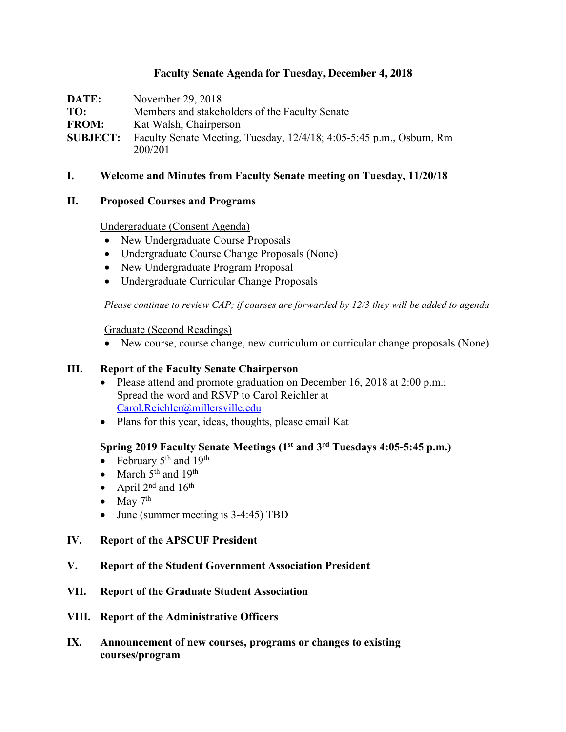# Faculty Senate Agenda for Tuesday, December 4, 2018

**DATE:** November 29, 2018
**TO:** Members and stakeholders of the Faculty Senate
**FROM:** Kat Walsh, Chairperson
**SUBJECT:** Faculty Senate Meeting, Tuesday, 12/4/18; 4:05-5:45 p.m., Osburn, Rm 200/201

## I. Welcome and Minutes from Faculty Senate meeting on Tuesday, 11/20/18

## II. Proposed Courses and Programs

Undergraduate (Consent Agenda)

- New Undergraduate Course Proposals
- Undergraduate Course Change Proposals (None)
- New Undergraduate Program Proposal
- Undergraduate Curricular Change Proposals

*Please continue to review CAP; if courses are forwarded by 12/3 they will be added to agenda*

Graduate (Second Readings)

- New course, course change, new curriculum or curricular change proposals (None)

## III. Report of the Faculty Senate Chairperson

- Please attend and promote graduation on December 16, 2018 at 2:00 p.m.; Spread the word and RSVP to Carol Reichler at Carol.Reichler@millersville.edu
- Plans for this year, ideas, thoughts, please email Kat

**Spring 2019 Faculty Senate Meetings (1st and 3rd Tuesdays 4:05-5:45 p.m.)**

- February 5th and 19th
- March 5th and 19th
- April 2nd and 16th
- May 7th
- June (summer meeting is 3-4:45) TBD

## IV. Report of the APSCUF President

## V. Report of the Student Government Association President

## VII. Report of the Graduate Student Association

## VIII. Report of the Administrative Officers

## IX. Announcement of new courses, programs or changes to existing courses/program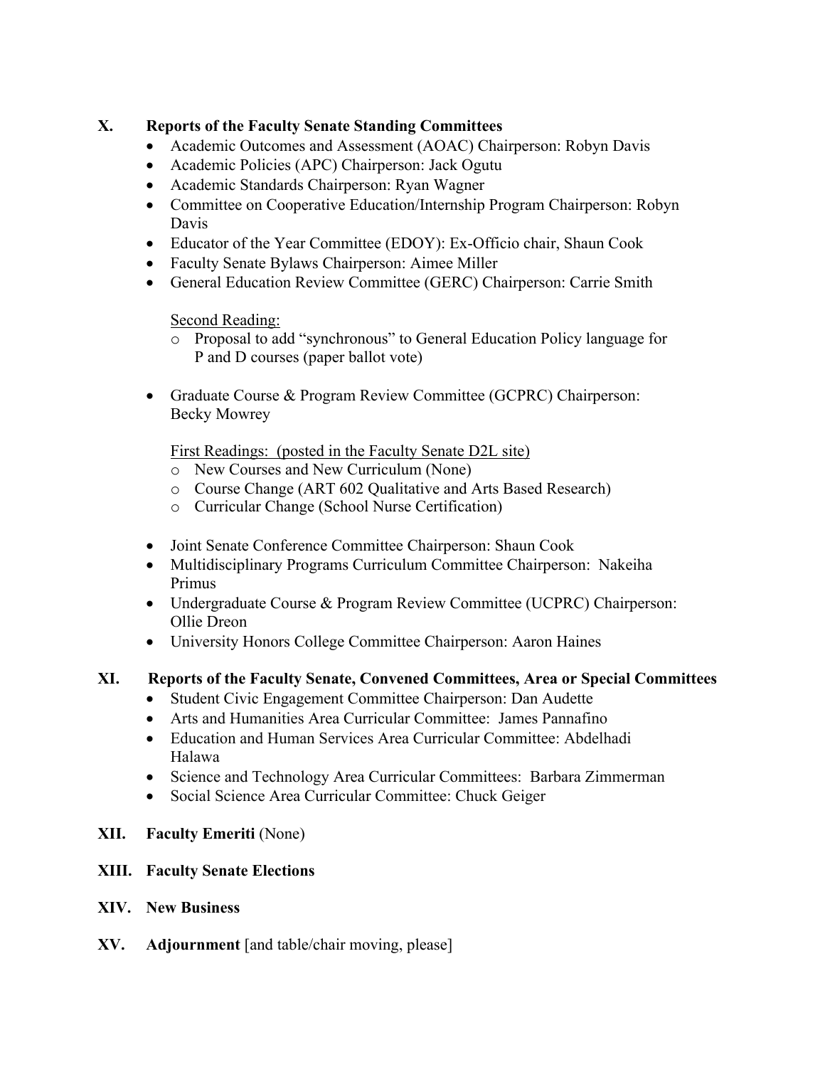## X. Reports of the Faculty Senate Standing Committees

- Academic Outcomes and Assessment (AOAC) Chairperson: Robyn Davis
- Academic Policies (APC) Chairperson: Jack Ogutu
- Academic Standards Chairperson: Ryan Wagner
- Committee on Cooperative Education/Internship Program Chairperson: Robyn Davis
- Educator of the Year Committee (EDOY): Ex-Officio chair, Shaun Cook
- Faculty Senate Bylaws Chairperson: Aimee Miller
- General Education Review Committee (GERC) Chairperson: Carrie Smith

  <u>Second Reading:</u>
  - Proposal to add "synchronous" to General Education Policy language for P and D courses (paper ballot vote)

- Graduate Course & Program Review Committee (GCPRC) Chairperson: Becky Mowrey

  <u>First Readings: (posted in the Faculty Senate D2L site)</u>
  - New Courses and New Curriculum (None)
  - Course Change (ART 602 Qualitative and Arts Based Research)
  - Curricular Change (School Nurse Certification)

- Joint Senate Conference Committee Chairperson: Shaun Cook
- Multidisciplinary Programs Curriculum Committee Chairperson: Nakeiha Primus
- Undergraduate Course & Program Review Committee (UCPRC) Chairperson: Ollie Dreon
- University Honors College Committee Chairperson: Aaron Haines

## XI. Reports of the Faculty Senate, Convened Committees, Area or Special Committees

- Student Civic Engagement Committee Chairperson: Dan Audette
- Arts and Humanities Area Curricular Committee: James Pannafino
- Education and Human Services Area Curricular Committee: Abdelhadi Halawa
- Science and Technology Area Curricular Committees: Barbara Zimmerman
- Social Science Area Curricular Committee: Chuck Geiger

## XII. Faculty Emeriti (None)

## XIII. Faculty Senate Elections

## XIV. New Business

## XV. Adjournment [and table/chair moving, please]